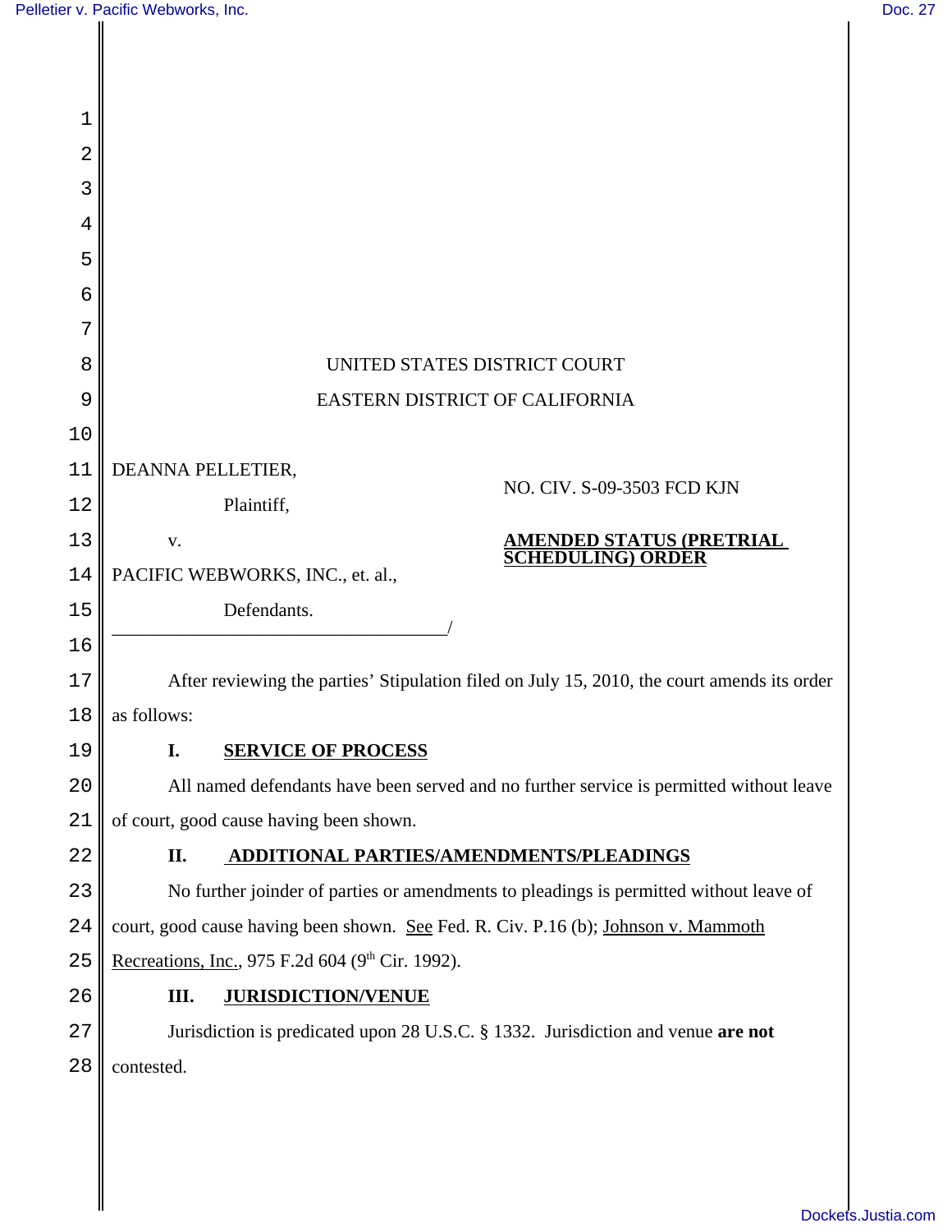UNITED STATES DISTRICT COURT

EASTERN DISTRICT OF CALIFORNIA

DEANNA PELLETIER,

Plaintiff,

v.

PACIFIC WEBWORKS, INC., et. al.,

Defendants.

/

NO. CIV. S-09-3503 FCD KJN

**AMENDED STATUS (PRETRIAL SCHEDULING) ORDER**

After reviewing the parties' Stipulation filed on July 15, 2010, the court amends its order as follows:

**I. SERVICE OF PROCESS**

All named defendants have been served and no further service is permitted without leave of court, good cause having been shown.

**II. ADDITIONAL PARTIES/AMENDMENTS/PLEADINGS**

No further joinder of parties or amendments to pleadings is permitted without leave of court, good cause having been shown. See Fed. R. Civ. P.16 (b); Johnson v. Mammoth Recreations, Inc., 975 F.2d 604 (9th Cir. 1992).

**III. JURISDICTION/VENUE**

Jurisdiction is predicated upon 28 U.S.C. § 1332. Jurisdiction and venue **are not** contested.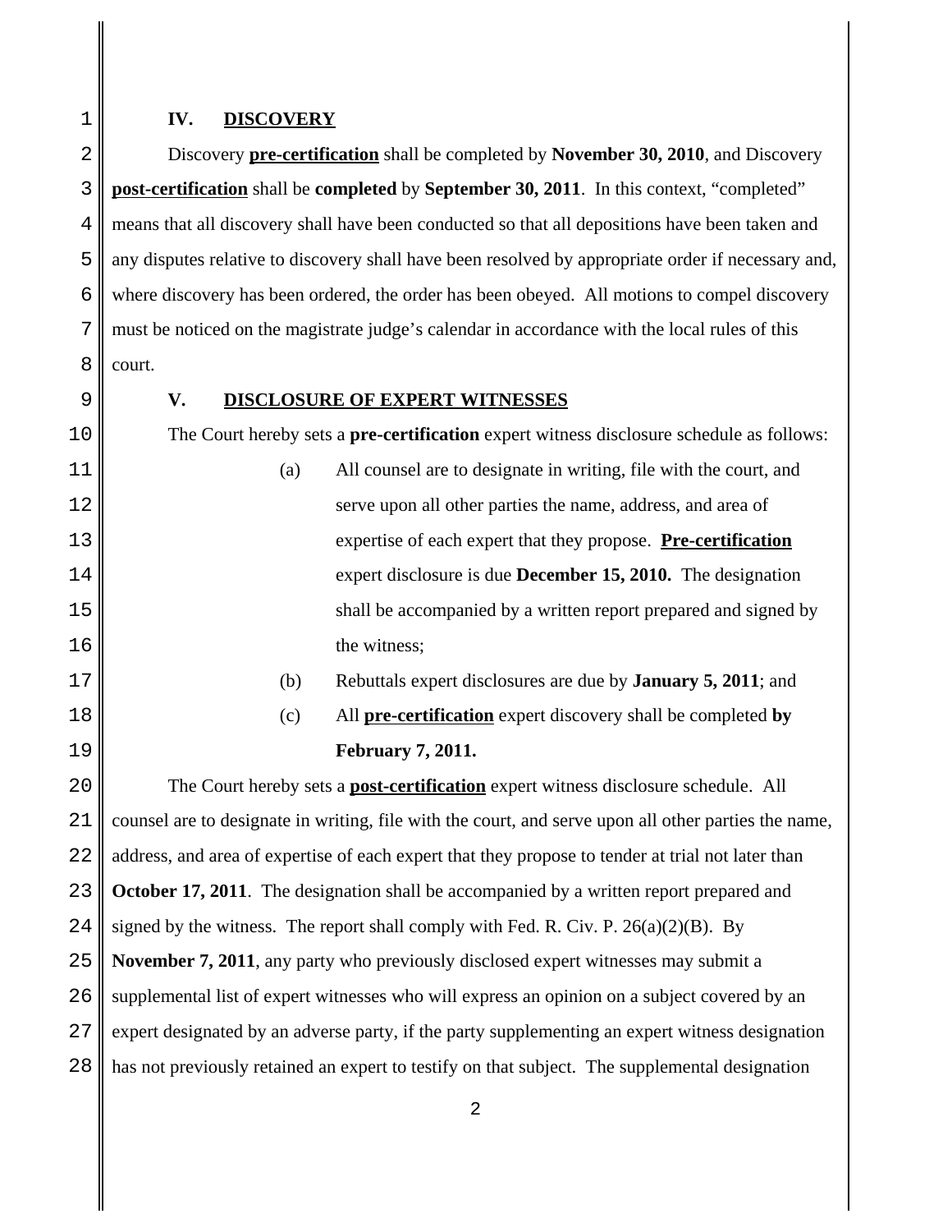## IV. DISCOVERY

Discovery **pre-certification** shall be completed by **November 30, 2010**, and Discovery **post-certification** shall be **completed** by **September 30, 2011**. In this context, "completed" means that all discovery shall have been conducted so that all depositions have been taken and any disputes relative to discovery shall have been resolved by appropriate order if necessary and, where discovery has been ordered, the order has been obeyed. All motions to compel discovery must be noticed on the magistrate judge's calendar in accordance with the local rules of this court.

## V. DISCLOSURE OF EXPERT WITNESSES

The Court hereby sets a **pre-certification** expert witness disclosure schedule as follows:

(a) All counsel are to designate in writing, file with the court, and serve upon all other parties the name, address, and area of expertise of each expert that they propose. **Pre-certification** expert disclosure is due **December 15, 2010.** The designation shall be accompanied by a written report prepared and signed by the witness;

(b) Rebuttals expert disclosures are due by **January 5, 2011**; and

(c) All **pre-certification** expert discovery shall be completed **by February 7, 2011.**

The Court hereby sets a **post-certification** expert witness disclosure schedule. All counsel are to designate in writing, file with the court, and serve upon all other parties the name, address, and area of expertise of each expert that they propose to tender at trial not later than **October 17, 2011**. The designation shall be accompanied by a written report prepared and signed by the witness. The report shall comply with Fed. R. Civ. P. 26(a)(2)(B). By **November 7, 2011**, any party who previously disclosed expert witnesses may submit a supplemental list of expert witnesses who will express an opinion on a subject covered by an expert designated by an adverse party, if the party supplementing an expert witness designation has not previously retained an expert to testify on that subject. The supplemental designation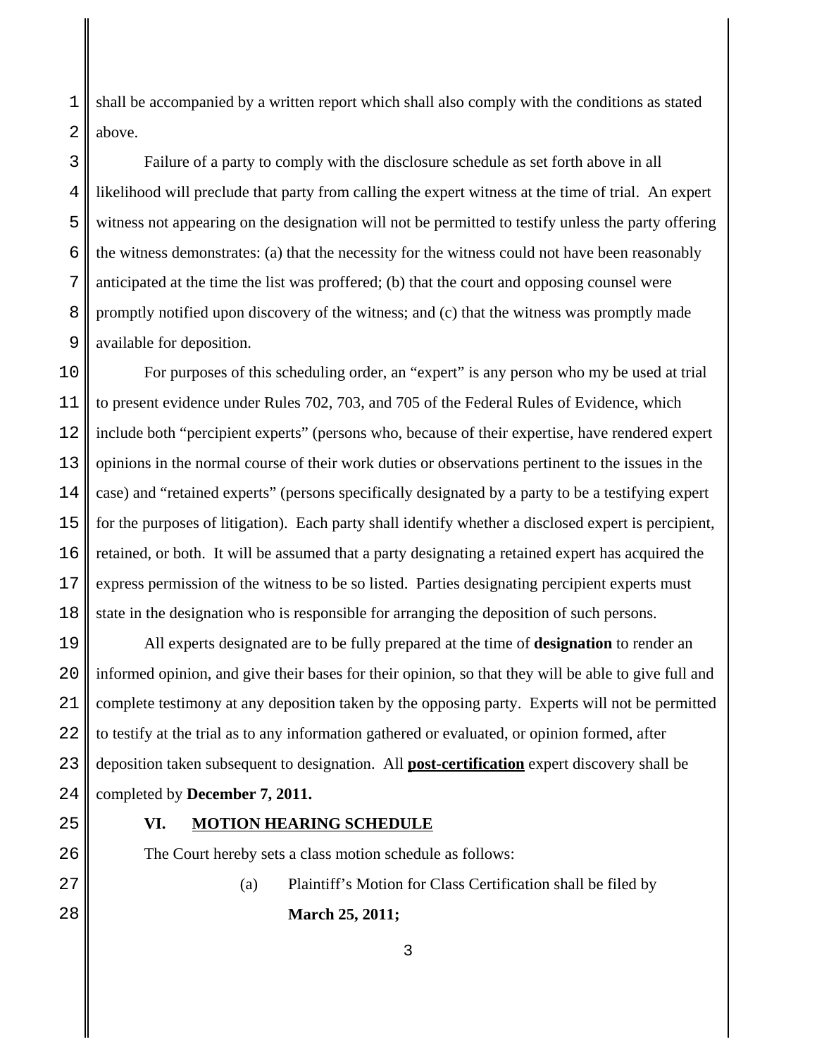shall be accompanied by a written report which shall also comply with the conditions as stated above.

Failure of a party to comply with the disclosure schedule as set forth above in all likelihood will preclude that party from calling the expert witness at the time of trial. An expert witness not appearing on the designation will not be permitted to testify unless the party offering the witness demonstrates: (a) that the necessity for the witness could not have been reasonably anticipated at the time the list was proffered; (b) that the court and opposing counsel were promptly notified upon discovery of the witness; and (c) that the witness was promptly made available for deposition.

For purposes of this scheduling order, an "expert" is any person who my be used at trial to present evidence under Rules 702, 703, and 705 of the Federal Rules of Evidence, which include both "percipient experts" (persons who, because of their expertise, have rendered expert opinions in the normal course of their work duties or observations pertinent to the issues in the case) and "retained experts" (persons specifically designated by a party to be a testifying expert for the purposes of litigation). Each party shall identify whether a disclosed expert is percipient, retained, or both. It will be assumed that a party designating a retained expert has acquired the express permission of the witness to be so listed. Parties designating percipient experts must state in the designation who is responsible for arranging the deposition of such persons.

All experts designated are to be fully prepared at the time of **designation** to render an informed opinion, and give their bases for their opinion, so that they will be able to give full and complete testimony at any deposition taken by the opposing party. Experts will not be permitted to testify at the trial as to any information gathered or evaluated, or opinion formed, after deposition taken subsequent to designation. All **post-certification** expert discovery shall be completed by **December 7, 2011.**

## VI. MOTION HEARING SCHEDULE

The Court hereby sets a class motion schedule as follows:

(a) Plaintiff's Motion for Class Certification shall be filed by **March 25, 2011;**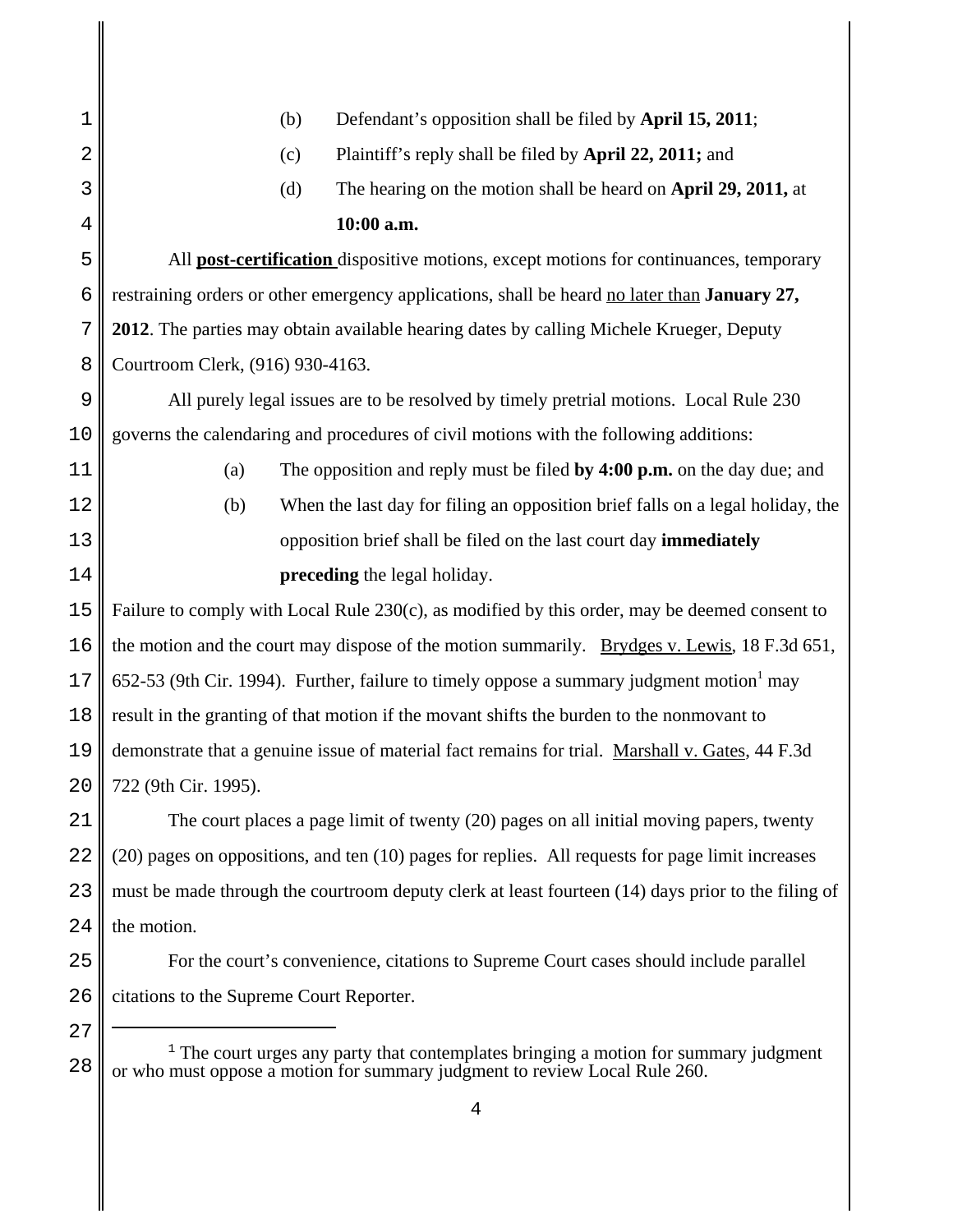(b) Defendant's opposition shall be filed by **April 15, 2011**;

(c) Plaintiff's reply shall be filed by **April 22, 2011;** and

(d) The hearing on the motion shall be heard on **April 29, 2011,** at **10:00 a.m.**

All **post-certification** dispositive motions, except motions for continuances, temporary restraining orders or other emergency applications, shall be heard no later than **January 27, 2012**. The parties may obtain available hearing dates by calling Michele Krueger, Deputy Courtroom Clerk, (916) 930-4163.

All purely legal issues are to be resolved by timely pretrial motions. Local Rule 230 governs the calendaring and procedures of civil motions with the following additions:

(a) The opposition and reply must be filed **by 4:00 p.m.** on the day due; and

(b) When the last day for filing an opposition brief falls on a legal holiday, the opposition brief shall be filed on the last court day **immediately preceding** the legal holiday.

Failure to comply with Local Rule 230(c), as modified by this order, may be deemed consent to the motion and the court may dispose of the motion summarily. Brydges v. Lewis, 18 F.3d 651, 652-53 (9th Cir. 1994). Further, failure to timely oppose a summary judgment motion[1] may result in the granting of that motion if the movant shifts the burden to the nonmovant to demonstrate that a genuine issue of material fact remains for trial. Marshall v. Gates, 44 F.3d 722 (9th Cir. 1995).

The court places a page limit of twenty (20) pages on all initial moving papers, twenty (20) pages on oppositions, and ten (10) pages for replies. All requests for page limit increases must be made through the courtroom deputy clerk at least fourteen (14) days prior to the filing of the motion.

For the court's convenience, citations to Supreme Court cases should include parallel citations to the Supreme Court Reporter.

---

[1] The court urges any party that contemplates bringing a motion for summary judgment or who must oppose a motion for summary judgment to review Local Rule 260.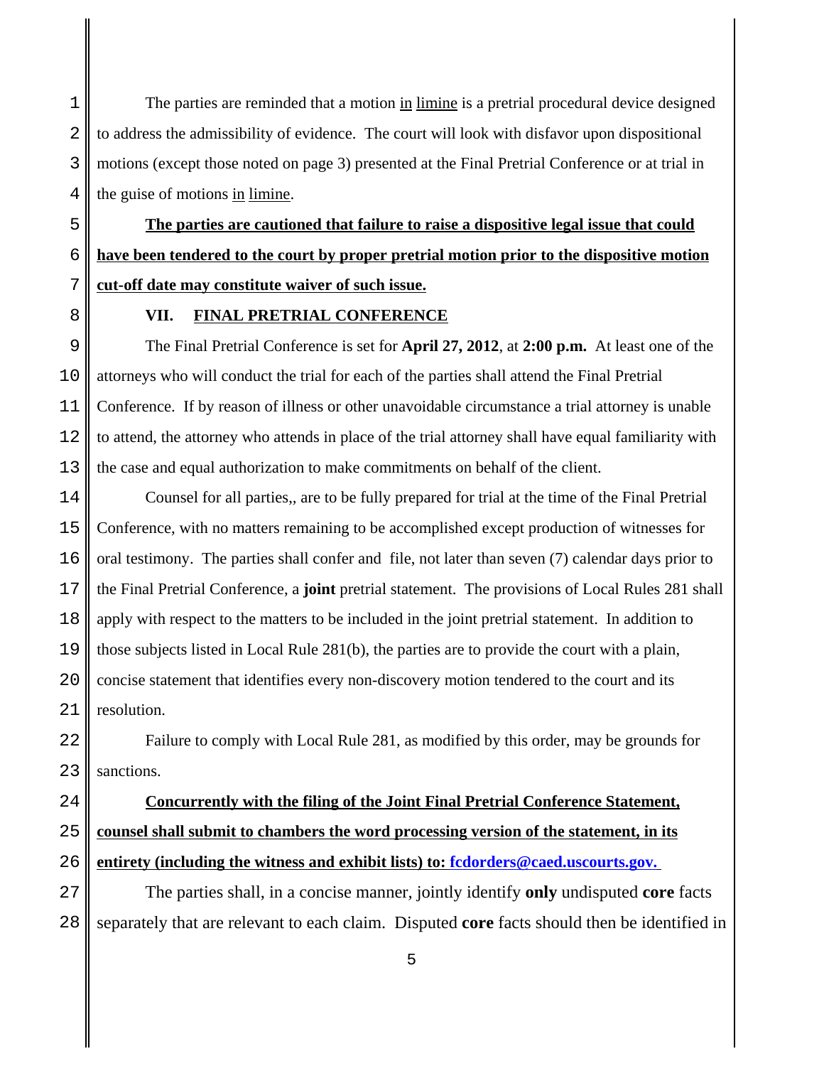The parties are reminded that a motion in limine is a pretrial procedural device designed to address the admissibility of evidence. The court will look with disfavor upon dispositional motions (except those noted on page 3) presented at the Final Pretrial Conference or at trial in the guise of motions in limine.

**The parties are cautioned that failure to raise a dispositive legal issue that could have been tendered to the court by proper pretrial motion prior to the dispositive motion cut-off date may constitute waiver of such issue.**

## VII. FINAL PRETRIAL CONFERENCE

The Final Pretrial Conference is set for **April 27, 2012**, at **2:00 p.m.** At least one of the attorneys who will conduct the trial for each of the parties shall attend the Final Pretrial Conference. If by reason of illness or other unavoidable circumstance a trial attorney is unable to attend, the attorney who attends in place of the trial attorney shall have equal familiarity with the case and equal authorization to make commitments on behalf of the client.

Counsel for all parties,, are to be fully prepared for trial at the time of the Final Pretrial Conference, with no matters remaining to be accomplished except production of witnesses for oral testimony. The parties shall confer and file, not later than seven (7) calendar days prior to the Final Pretrial Conference, a **joint** pretrial statement. The provisions of Local Rules 281 shall apply with respect to the matters to be included in the joint pretrial statement. In addition to those subjects listed in Local Rule 281(b), the parties are to provide the court with a plain, concise statement that identifies every non-discovery motion tendered to the court and its resolution.

Failure to comply with Local Rule 281, as modified by this order, may be grounds for sanctions.

**Concurrently with the filing of the Joint Final Pretrial Conference Statement, counsel shall submit to chambers the word processing version of the statement, in its entirety (including the witness and exhibit lists) to: fcdorders@caed.uscourts.gov.**

The parties shall, in a concise manner, jointly identify **only** undisputed **core** facts separately that are relevant to each claim. Disputed **core** facts should then be identified in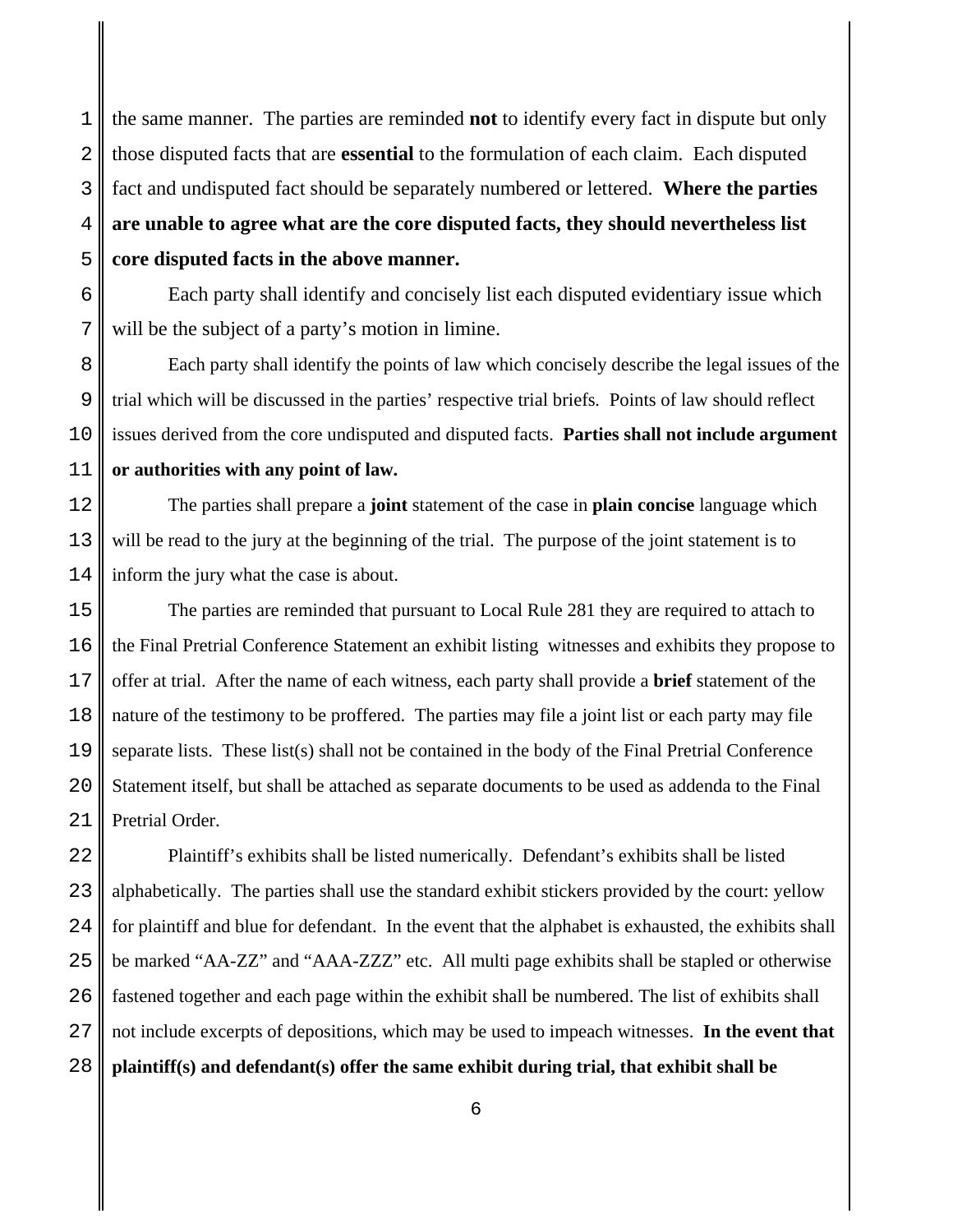the same manner. The parties are reminded **not** to identify every fact in dispute but only those disputed facts that are **essential** to the formulation of each claim. Each disputed fact and undisputed fact should be separately numbered or lettered. **Where the parties are unable to agree what are the core disputed facts, they should nevertheless list core disputed facts in the above manner.**

Each party shall identify and concisely list each disputed evidentiary issue which will be the subject of a party's motion in limine.

Each party shall identify the points of law which concisely describe the legal issues of the trial which will be discussed in the parties' respective trial briefs. Points of law should reflect issues derived from the core undisputed and disputed facts. **Parties shall not include argument or authorities with any point of law.**

The parties shall prepare a **joint** statement of the case in **plain concise** language which will be read to the jury at the beginning of the trial. The purpose of the joint statement is to inform the jury what the case is about.

The parties are reminded that pursuant to Local Rule 281 they are required to attach to the Final Pretrial Conference Statement an exhibit listing witnesses and exhibits they propose to offer at trial. After the name of each witness, each party shall provide a **brief** statement of the nature of the testimony to be proffered. The parties may file a joint list or each party may file separate lists. These list(s) shall not be contained in the body of the Final Pretrial Conference Statement itself, but shall be attached as separate documents to be used as addenda to the Final Pretrial Order.

Plaintiff's exhibits shall be listed numerically. Defendant's exhibits shall be listed alphabetically. The parties shall use the standard exhibit stickers provided by the court: yellow for plaintiff and blue for defendant. In the event that the alphabet is exhausted, the exhibits shall be marked "AA-ZZ" and "AAA-ZZZ" etc. All multi page exhibits shall be stapled or otherwise fastened together and each page within the exhibit shall be numbered. The list of exhibits shall not include excerpts of depositions, which may be used to impeach witnesses. **In the event that plaintiff(s) and defendant(s) offer the same exhibit during trial, that exhibit shall be**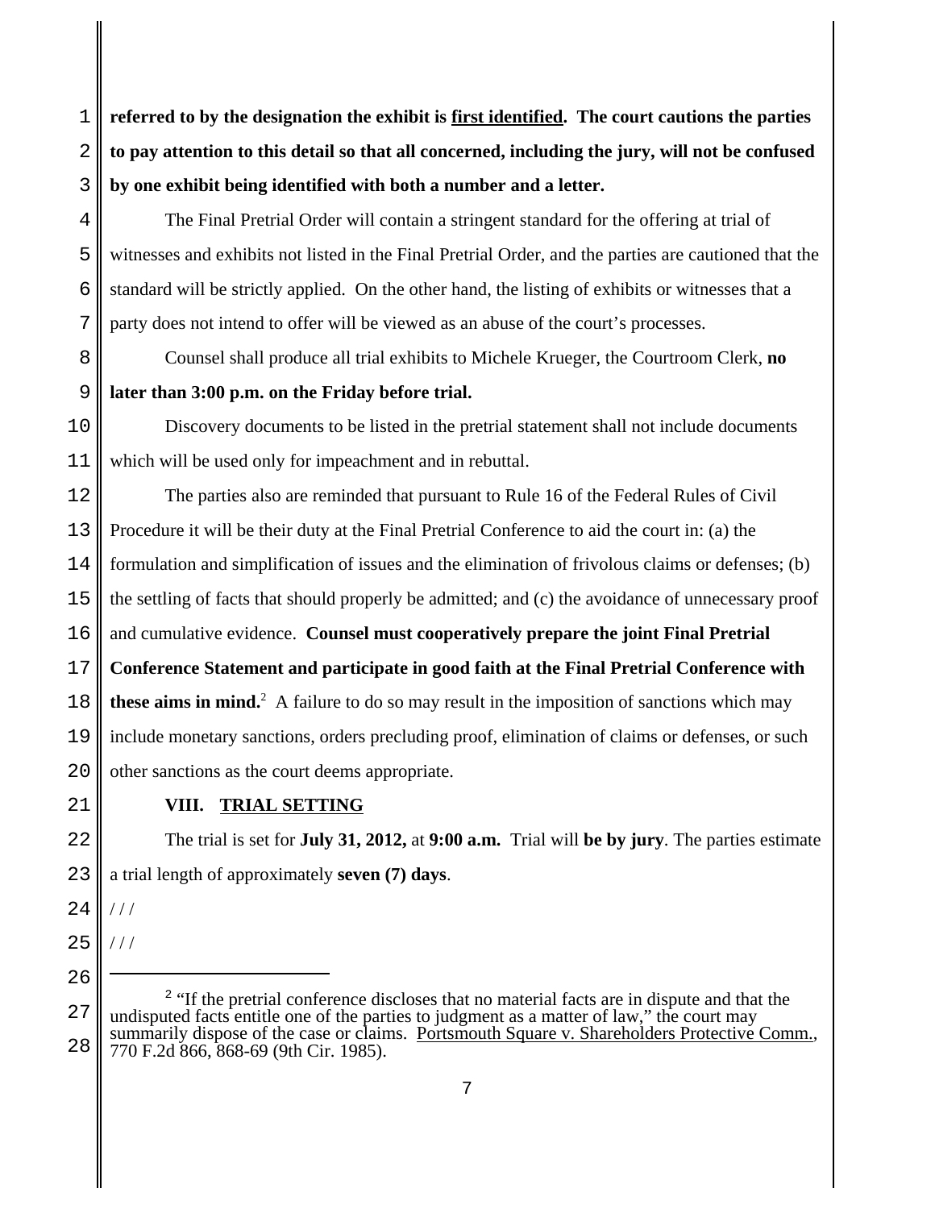**referred to by the designation the exhibit is first identified. The court cautions the parties to pay attention to this detail so that all concerned, including the jury, will not be confused by one exhibit being identified with both a number and a letter.**

The Final Pretrial Order will contain a stringent standard for the offering at trial of witnesses and exhibits not listed in the Final Pretrial Order, and the parties are cautioned that the standard will be strictly applied. On the other hand, the listing of exhibits or witnesses that a party does not intend to offer will be viewed as an abuse of the court's processes.

Counsel shall produce all trial exhibits to Michele Krueger, the Courtroom Clerk, **no later than 3:00 p.m. on the Friday before trial.**

Discovery documents to be listed in the pretrial statement shall not include documents which will be used only for impeachment and in rebuttal.

The parties also are reminded that pursuant to Rule 16 of the Federal Rules of Civil Procedure it will be their duty at the Final Pretrial Conference to aid the court in: (a) the formulation and simplification of issues and the elimination of frivolous claims or defenses; (b) the settling of facts that should properly be admitted; and (c) the avoidance of unnecessary proof and cumulative evidence. **Counsel must cooperatively prepare the joint Final Pretrial Conference Statement and participate in good faith at the Final Pretrial Conference with these aims in mind.**[2] A failure to do so may result in the imposition of sanctions which may include monetary sanctions, orders precluding proof, elimination of claims or defenses, or such other sanctions as the court deems appropriate.

## VIII. TRIAL SETTING

The trial is set for **July 31, 2012,** at **9:00 a.m.** Trial will **be by jury**. The parties estimate a trial length of approximately **seven (7) days**.

/ / /

/ / /

---

[2] "If the pretrial conference discloses that no material facts are in dispute and that the undisputed facts entitle one of the parties to judgment as a matter of law," the court may summarily dispose of the case or claims. Portsmouth Square v. Shareholders Protective Comm., 770 F.2d 866, 868-69 (9th Cir. 1985).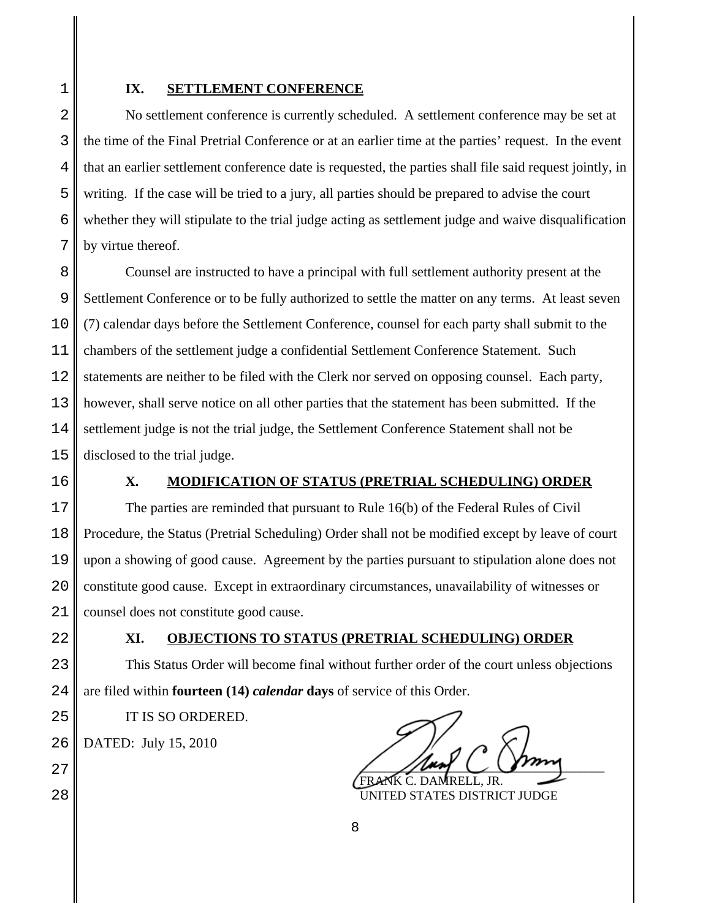## IX. SETTLEMENT CONFERENCE

No settlement conference is currently scheduled. A settlement conference may be set at the time of the Final Pretrial Conference or at an earlier time at the parties' request. In the event that an earlier settlement conference date is requested, the parties shall file said request jointly, in writing. If the case will be tried to a jury, all parties should be prepared to advise the court whether they will stipulate to the trial judge acting as settlement judge and waive disqualification by virtue thereof.

Counsel are instructed to have a principal with full settlement authority present at the Settlement Conference or to be fully authorized to settle the matter on any terms. At least seven (7) calendar days before the Settlement Conference, counsel for each party shall submit to the chambers of the settlement judge a confidential Settlement Conference Statement. Such statements are neither to be filed with the Clerk nor served on opposing counsel. Each party, however, shall serve notice on all other parties that the statement has been submitted. If the settlement judge is not the trial judge, the Settlement Conference Statement shall not be disclosed to the trial judge.

## X. MODIFICATION OF STATUS (PRETRIAL SCHEDULING) ORDER

The parties are reminded that pursuant to Rule 16(b) of the Federal Rules of Civil Procedure, the Status (Pretrial Scheduling) Order shall not be modified except by leave of court upon a showing of good cause. Agreement by the parties pursuant to stipulation alone does not constitute good cause. Except in extraordinary circumstances, unavailability of witnesses or counsel does not constitute good cause.

## XI. OBJECTIONS TO STATUS (PRETRIAL SCHEDULING) ORDER

This Status Order will become final without further order of the court unless objections are filed within **fourteen (14)** ***calendar*** **days** of service of this Order.

IT IS SO ORDERED.

DATED: July 15, 2010

FRANK C. DAMRELL, JR.
UNITED STATES DISTRICT JUDGE